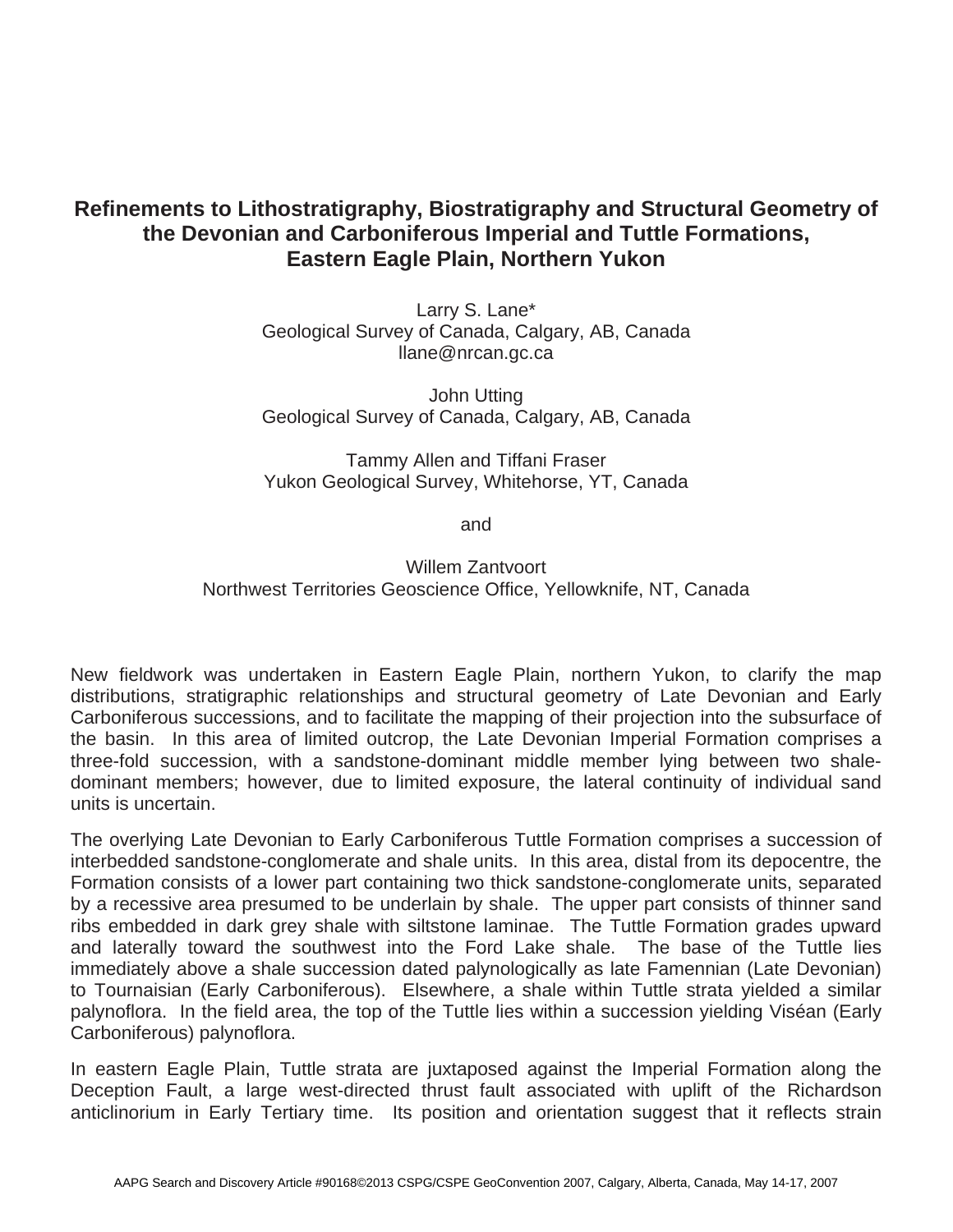# Refinements to Lithostratigraphy, Biostratigraphy and Structural Geometry of the Devonian and Carboniferous Imperial and Tuttle Formations, Eastern Eagle Plain, Northern Yukon

Larry S. Lane*
Geological Survey of Canada, Calgary, AB, Canada
llane@nrcan.gc.ca

John Utting
Geological Survey of Canada, Calgary, AB, Canada

Tammy Allen and Tiffani Fraser
Yukon Geological Survey, Whitehorse, YT, Canada

and

Willem Zantvoort
Northwest Territories Geoscience Office, Yellowknife, NT, Canada

New fieldwork was undertaken in Eastern Eagle Plain, northern Yukon, to clarify the map distributions, stratigraphic relationships and structural geometry of Late Devonian and Early Carboniferous successions, and to facilitate the mapping of their projection into the subsurface of the basin. In this area of limited outcrop, the Late Devonian Imperial Formation comprises a three-fold succession, with a sandstone-dominant middle member lying between two shale-dominant members; however, due to limited exposure, the lateral continuity of individual sand units is uncertain.

The overlying Late Devonian to Early Carboniferous Tuttle Formation comprises a succession of interbedded sandstone-conglomerate and shale units. In this area, distal from its depocentre, the Formation consists of a lower part containing two thick sandstone-conglomerate units, separated by a recessive area presumed to be underlain by shale. The upper part consists of thinner sand ribs embedded in dark grey shale with siltstone laminae. The Tuttle Formation grades upward and laterally toward the southwest into the Ford Lake shale. The base of the Tuttle lies immediately above a shale succession dated palynologically as late Famennian (Late Devonian) to Tournaisian (Early Carboniferous). Elsewhere, a shale within Tuttle strata yielded a similar palynoflora. In the field area, the top of the Tuttle lies within a succession yielding Viséan (Early Carboniferous) palynoflora.

In eastern Eagle Plain, Tuttle strata are juxtaposed against the Imperial Formation along the Deception Fault, a large west-directed thrust fault associated with uplift of the Richardson anticlinorium in Early Tertiary time. Its position and orientation suggest that it reflects strain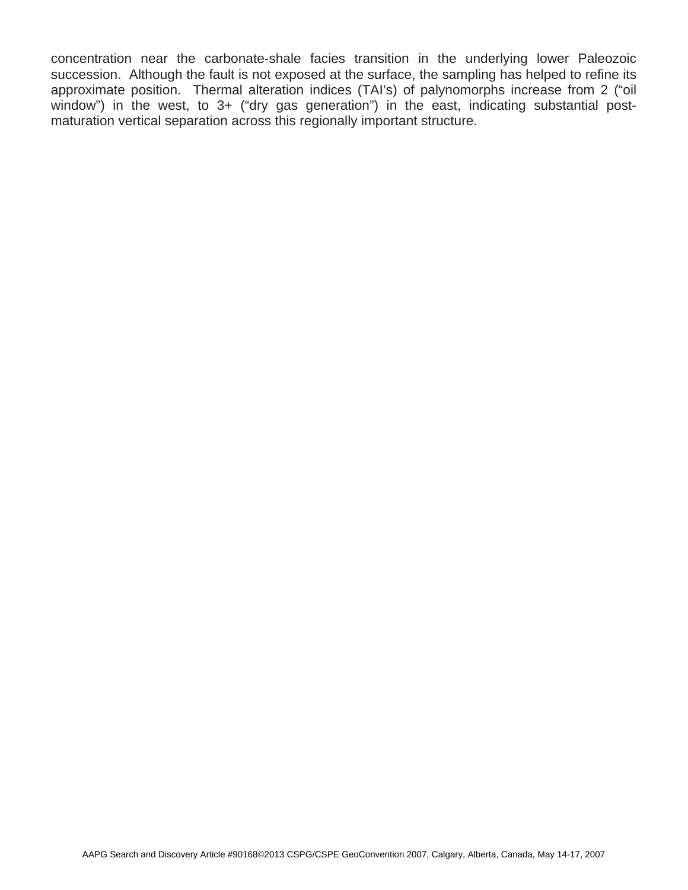concentration near the carbonate-shale facies transition in the underlying lower Paleozoic succession. Although the fault is not exposed at the surface, the sampling has helped to refine its approximate position. Thermal alteration indices (TAI's) of palynomorphs increase from 2 ("oil window") in the west, to 3+ ("dry gas generation") in the east, indicating substantial post-maturation vertical separation across this regionally important structure.